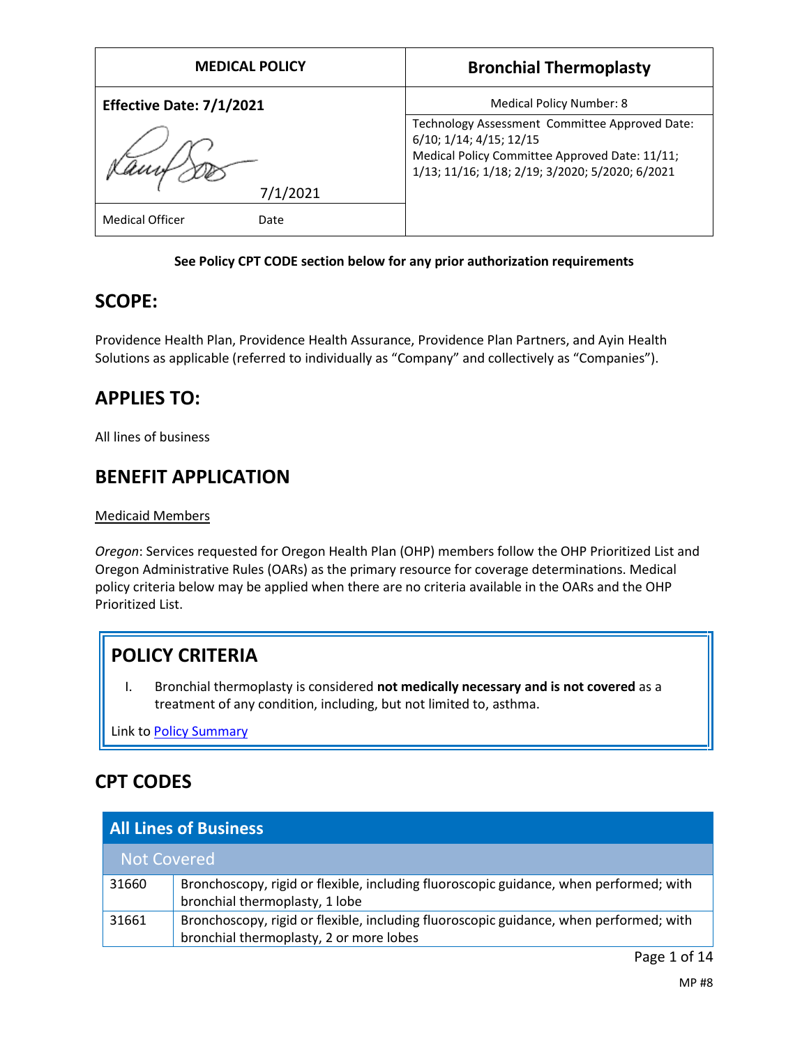| MEDICAL POLICY | Bronchial Thermoplasty |
| --- | --- |
| **Effective Date: 7/1/2021** | Medical Policy Number: 8 |
| 7/1/2021 | Technology Assessment Committee Approved Date: 6/10; 1/14; 4/15; 12/15<br>Medical Policy Committee Approved Date: 11/11; 1/13; 11/16; 1/18; 2/19; 3/2020; 5/2020; 6/2021 |
| Medical Officer Date | |

**See Policy CPT CODE section below for any prior authorization requirements**

## SCOPE:

Providence Health Plan, Providence Health Assurance, Providence Plan Partners, and Ayin Health Solutions as applicable (referred to individually as "Company" and collectively as "Companies").

## APPLIES TO:

All lines of business

## BENEFIT APPLICATION

Medicaid Members

*Oregon*: Services requested for Oregon Health Plan (OHP) members follow the OHP Prioritized List and Oregon Administrative Rules (OARs) as the primary resource for coverage determinations. Medical policy criteria below may be applied when there are no criteria available in the OARs and the OHP Prioritized List.

## POLICY CRITERIA

I. Bronchial thermoplasty is considered **not medically necessary and is not covered** as a treatment of any condition, including, but not limited to, asthma.

Link to Policy Summary

## CPT CODES

| All Lines of Business | |
| --- | --- |
| **Not Covered** | |
| 31660 | Bronchoscopy, rigid or flexible, including fluoroscopic guidance, when performed; with bronchial thermoplasty, 1 lobe |
| 31661 | Bronchoscopy, rigid or flexible, including fluoroscopic guidance, when performed; with bronchial thermoplasty, 2 or more lobes |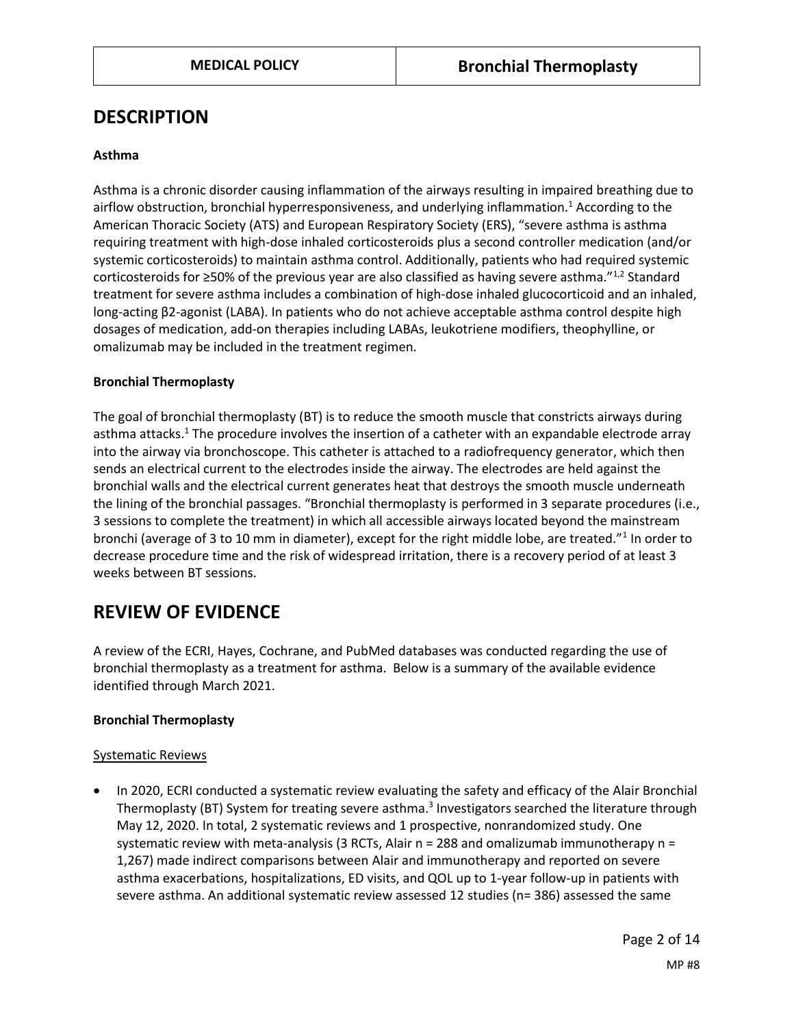## DESCRIPTION

**Asthma**

Asthma is a chronic disorder causing inflammation of the airways resulting in impaired breathing due to airflow obstruction, bronchial hyperresponsiveness, and underlying inflammation.[1] According to the American Thoracic Society (ATS) and European Respiratory Society (ERS), "severe asthma is asthma requiring treatment with high-dose inhaled corticosteroids plus a second controller medication (and/or systemic corticosteroids) to maintain asthma control. Additionally, patients who had required systemic corticosteroids for ≥50% of the previous year are also classified as having severe asthma."[1,2] Standard treatment for severe asthma includes a combination of high-dose inhaled glucocorticoid and an inhaled, long-acting β2-agonist (LABA). In patients who do not achieve acceptable asthma control despite high dosages of medication, add-on therapies including LABAs, leukotriene modifiers, theophylline, or omalizumab may be included in the treatment regimen.

**Bronchial Thermoplasty**

The goal of bronchial thermoplasty (BT) is to reduce the smooth muscle that constricts airways during asthma attacks.[1] The procedure involves the insertion of a catheter with an expandable electrode array into the airway via bronchoscope. This catheter is attached to a radiofrequency generator, which then sends an electrical current to the electrodes inside the airway. The electrodes are held against the bronchial walls and the electrical current generates heat that destroys the smooth muscle underneath the lining of the bronchial passages. "Bronchial thermoplasty is performed in 3 separate procedures (i.e., 3 sessions to complete the treatment) in which all accessible airways located beyond the mainstream bronchi (average of 3 to 10 mm in diameter), except for the right middle lobe, are treated."[1] In order to decrease procedure time and the risk of widespread irritation, there is a recovery period of at least 3 weeks between BT sessions.

## REVIEW OF EVIDENCE

A review of the ECRI, Hayes, Cochrane, and PubMed databases was conducted regarding the use of bronchial thermoplasty as a treatment for asthma. Below is a summary of the available evidence identified through March 2021.

**Bronchial Thermoplasty**

Systematic Reviews

- In 2020, ECRI conducted a systematic review evaluating the safety and efficacy of the Alair Bronchial Thermoplasty (BT) System for treating severe asthma.[3] Investigators searched the literature through May 12, 2020. In total, 2 systematic reviews and 1 prospective, nonrandomized study. One systematic review with meta-analysis (3 RCTs, Alair n = 288 and omalizumab immunotherapy n = 1,267) made indirect comparisons between Alair and immunotherapy and reported on severe asthma exacerbations, hospitalizations, ED visits, and QOL up to 1-year follow-up in patients with severe asthma. An additional systematic review assessed 12 studies (n= 386) assessed the same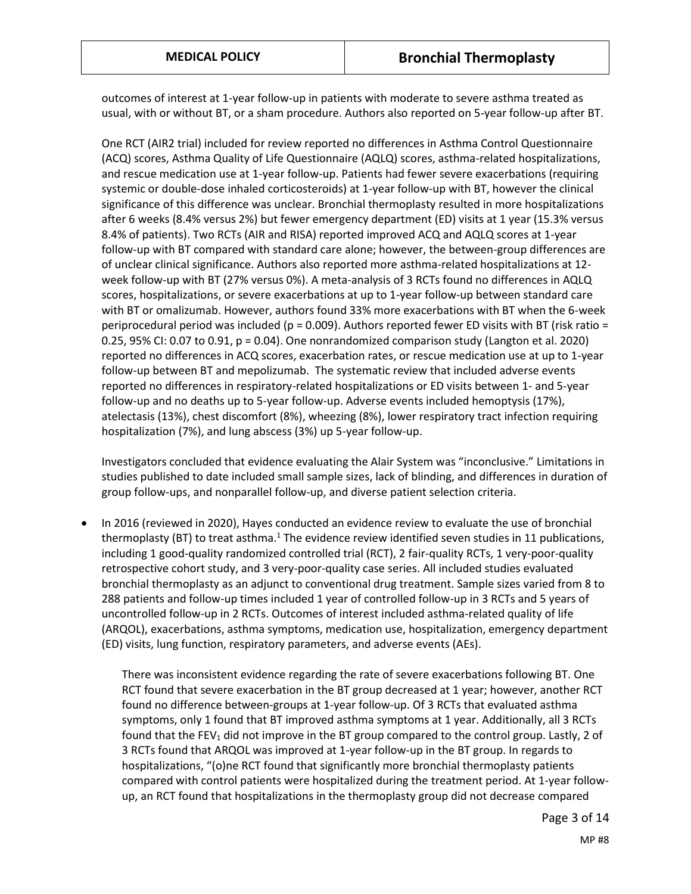outcomes of interest at 1-year follow-up in patients with moderate to severe asthma treated as usual, with or without BT, or a sham procedure. Authors also reported on 5-year follow-up after BT.

One RCT (AIR2 trial) included for review reported no differences in Asthma Control Questionnaire (ACQ) scores, Asthma Quality of Life Questionnaire (AQLQ) scores, asthma-related hospitalizations, and rescue medication use at 1-year follow-up. Patients had fewer severe exacerbations (requiring systemic or double-dose inhaled corticosteroids) at 1-year follow-up with BT, however the clinical significance of this difference was unclear. Bronchial thermoplasty resulted in more hospitalizations after 6 weeks (8.4% versus 2%) but fewer emergency department (ED) visits at 1 year (15.3% versus 8.4% of patients). Two RCTs (AIR and RISA) reported improved ACQ and AQLQ scores at 1-year follow-up with BT compared with standard care alone; however, the between-group differences are of unclear clinical significance. Authors also reported more asthma-related hospitalizations at 12-week follow-up with BT (27% versus 0%). A meta-analysis of 3 RCTs found no differences in AQLQ scores, hospitalizations, or severe exacerbations at up to 1-year follow-up between standard care with BT or omalizumab. However, authors found 33% more exacerbations with BT when the 6-week periprocedural period was included ($p = 0.009$). Authors reported fewer ED visits with BT (risk ratio = 0.25, 95% CI: 0.07 to 0.91, $p = 0.04$). One nonrandomized comparison study (Langton et al. 2020) reported no differences in ACQ scores, exacerbation rates, or rescue medication use at up to 1-year follow-up between BT and mepolizumab. The systematic review that included adverse events reported no differences in respiratory-related hospitalizations or ED visits between 1- and 5-year follow-up and no deaths up to 5-year follow-up. Adverse events included hemoptysis (17%), atelectasis (13%), chest discomfort (8%), wheezing (8%), lower respiratory tract infection requiring hospitalization (7%), and lung abscess (3%) up 5-year follow-up.

Investigators concluded that evidence evaluating the Alair System was "inconclusive." Limitations in studies published to date included small sample sizes, lack of blinding, and differences in duration of group follow-ups, and nonparallel follow-up, and diverse patient selection criteria.

- In 2016 (reviewed in 2020), Hayes conducted an evidence review to evaluate the use of bronchial thermoplasty (BT) to treat asthma.[1] The evidence review identified seven studies in 11 publications, including 1 good-quality randomized controlled trial (RCT), 2 fair-quality RCTs, 1 very-poor-quality retrospective cohort study, and 3 very-poor-quality case series. All included studies evaluated bronchial thermoplasty as an adjunct to conventional drug treatment. Sample sizes varied from 8 to 288 patients and follow-up times included 1 year of controlled follow-up in 3 RCTs and 5 years of uncontrolled follow-up in 2 RCTs. Outcomes of interest included asthma-related quality of life (ARQOL), exacerbations, asthma symptoms, medication use, hospitalization, emergency department (ED) visits, lung function, respiratory parameters, and adverse events (AEs).

  There was inconsistent evidence regarding the rate of severe exacerbations following BT. One RCT found that severe exacerbation in the BT group decreased at 1 year; however, another RCT found no difference between-groups at 1-year follow-up. Of 3 RCTs that evaluated asthma symptoms, only 1 found that BT improved asthma symptoms at 1 year. Additionally, all 3 RCTs found that the $FEV_1$ did not improve in the BT group compared to the control group. Lastly, 2 of 3 RCTs found that ARQOL was improved at 1-year follow-up in the BT group. In regards to hospitalizations, "(o)ne RCT found that significantly more bronchial thermoplasty patients compared with control patients were hospitalized during the treatment period. At 1-year follow-up, an RCT found that hospitalizations in the thermoplasty group did not decrease compared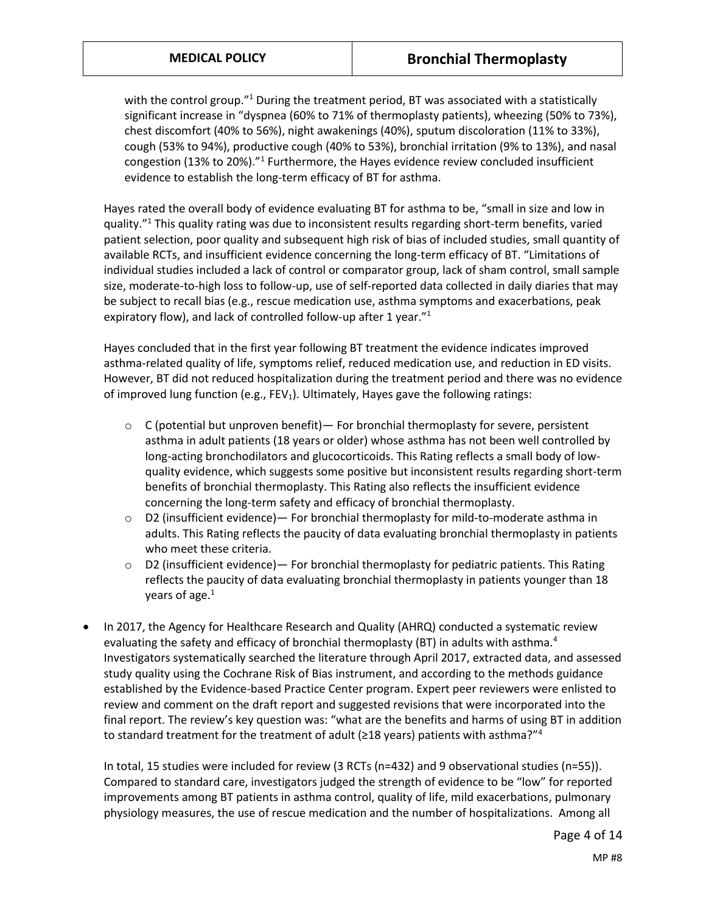with the control group."[1] During the treatment period, BT was associated with a statistically significant increase in "dyspnea (60% to 71% of thermoplasty patients), wheezing (50% to 73%), chest discomfort (40% to 56%), night awakenings (40%), sputum discoloration (11% to 33%), cough (53% to 94%), productive cough (40% to 53%), bronchial irritation (9% to 13%), and nasal congestion (13% to 20%)."[1] Furthermore, the Hayes evidence review concluded insufficient evidence to establish the long-term efficacy of BT for asthma.

Hayes rated the overall body of evidence evaluating BT for asthma to be, "small in size and low in quality."[1] This quality rating was due to inconsistent results regarding short-term benefits, varied patient selection, poor quality and subsequent high risk of bias of included studies, small quantity of available RCTs, and insufficient evidence concerning the long-term efficacy of BT. "Limitations of individual studies included a lack of control or comparator group, lack of sham control, small sample size, moderate-to-high loss to follow-up, use of self-reported data collected in daily diaries that may be subject to recall bias (e.g., rescue medication use, asthma symptoms and exacerbations, peak expiratory flow), and lack of controlled follow-up after 1 year."[1]

Hayes concluded that in the first year following BT treatment the evidence indicates improved asthma-related quality of life, symptoms relief, reduced medication use, and reduction in ED visits. However, BT did not reduced hospitalization during the treatment period and there was no evidence of improved lung function (e.g., $FEV_1$). Ultimately, Hayes gave the following ratings:

- C (potential but unproven benefit)— For bronchial thermoplasty for severe, persistent asthma in adult patients (18 years or older) whose asthma has not been well controlled by long-acting bronchodilators and glucocorticoids. This Rating reflects a small body of low-quality evidence, which suggests some positive but inconsistent results regarding short-term benefits of bronchial thermoplasty. This Rating also reflects the insufficient evidence concerning the long-term safety and efficacy of bronchial thermoplasty.
- D2 (insufficient evidence)— For bronchial thermoplasty for mild-to-moderate asthma in adults. This Rating reflects the paucity of data evaluating bronchial thermoplasty in patients who meet these criteria.
- D2 (insufficient evidence)— For bronchial thermoplasty for pediatric patients. This Rating reflects the paucity of data evaluating bronchial thermoplasty in patients younger than 18 years of age.[1]

- In 2017, the Agency for Healthcare Research and Quality (AHRQ) conducted a systematic review evaluating the safety and efficacy of bronchial thermoplasty (BT) in adults with asthma.[4] Investigators systematically searched the literature through April 2017, extracted data, and assessed study quality using the Cochrane Risk of Bias instrument, and according to the methods guidance established by the Evidence-based Practice Center program. Expert peer reviewers were enlisted to review and comment on the draft report and suggested revisions that were incorporated into the final report. The review's key question was: "what are the benefits and harms of using BT in addition to standard treatment for the treatment of adult (≥18 years) patients with asthma?"[4]

  In total, 15 studies were included for review (3 RCTs (n=432) and 9 observational studies (n=55)). Compared to standard care, investigators judged the strength of evidence to be "low" for reported improvements among BT patients in asthma control, quality of life, mild exacerbations, pulmonary physiology measures, the use of rescue medication and the number of hospitalizations. Among all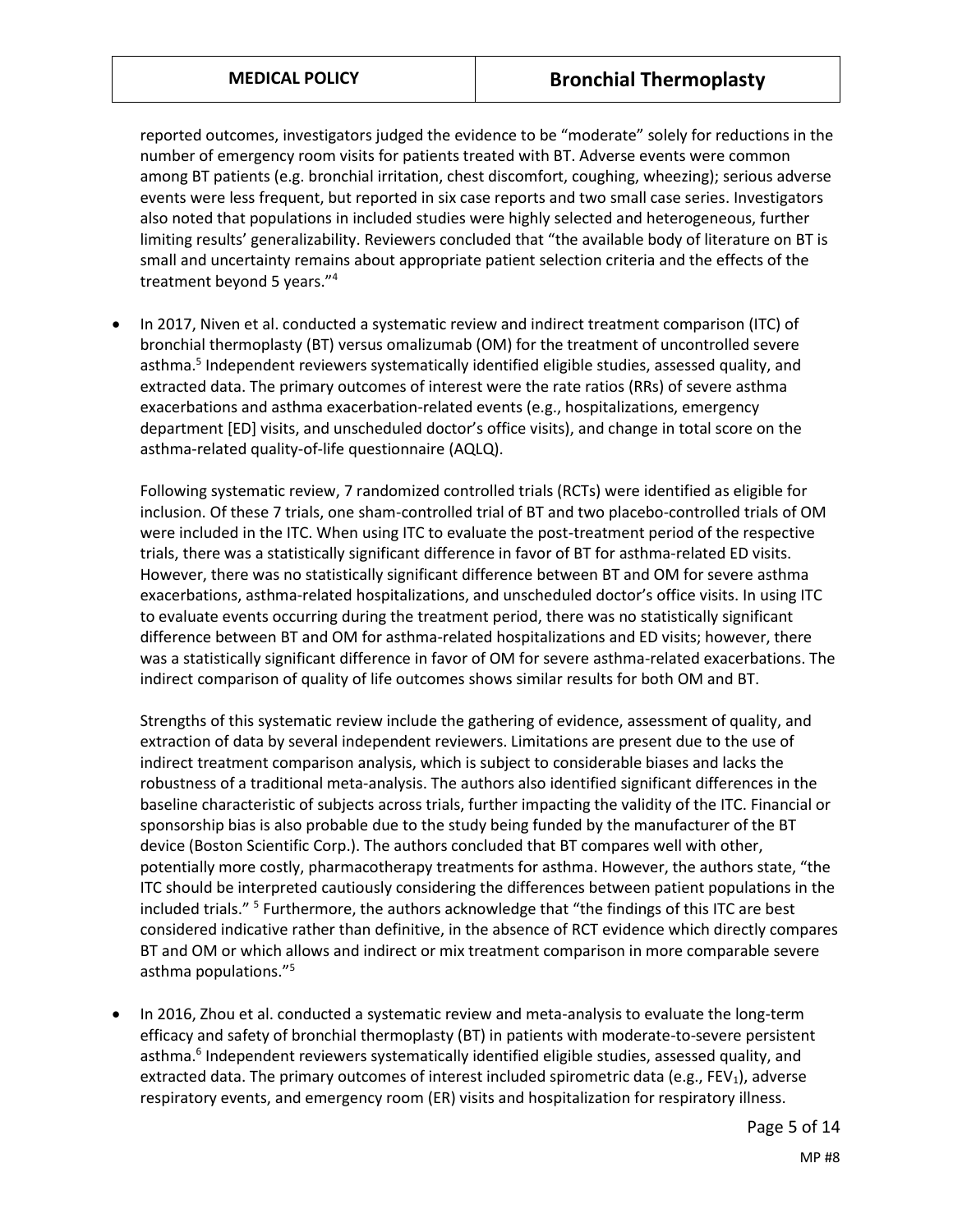reported outcomes, investigators judged the evidence to be "moderate" solely for reductions in the number of emergency room visits for patients treated with BT. Adverse events were common among BT patients (e.g. bronchial irritation, chest discomfort, coughing, wheezing); serious adverse events were less frequent, but reported in six case reports and two small case series. Investigators also noted that populations in included studies were highly selected and heterogeneous, further limiting results' generalizability. Reviewers concluded that "the available body of literature on BT is small and uncertainty remains about appropriate patient selection criteria and the effects of the treatment beyond 5 years."[4]

- In 2017, Niven et al. conducted a systematic review and indirect treatment comparison (ITC) of bronchial thermoplasty (BT) versus omalizumab (OM) for the treatment of uncontrolled severe asthma.[5] Independent reviewers systematically identified eligible studies, assessed quality, and extracted data. The primary outcomes of interest were the rate ratios (RRs) of severe asthma exacerbations and asthma exacerbation-related events (e.g., hospitalizations, emergency department [ED] visits, and unscheduled doctor's office visits), and change in total score on the asthma-related quality-of-life questionnaire (AQLQ).

  Following systematic review, 7 randomized controlled trials (RCTs) were identified as eligible for inclusion. Of these 7 trials, one sham-controlled trial of BT and two placebo-controlled trials of OM were included in the ITC. When using ITC to evaluate the post-treatment period of the respective trials, there was a statistically significant difference in favor of BT for asthma-related ED visits. However, there was no statistically significant difference between BT and OM for severe asthma exacerbations, asthma-related hospitalizations, and unscheduled doctor's office visits. In using ITC to evaluate events occurring during the treatment period, there was no statistically significant difference between BT and OM for asthma-related hospitalizations and ED visits; however, there was a statistically significant difference in favor of OM for severe asthma-related exacerbations. The indirect comparison of quality of life outcomes shows similar results for both OM and BT.

  Strengths of this systematic review include the gathering of evidence, assessment of quality, and extraction of data by several independent reviewers. Limitations are present due to the use of indirect treatment comparison analysis, which is subject to considerable biases and lacks the robustness of a traditional meta-analysis. The authors also identified significant differences in the baseline characteristic of subjects across trials, further impacting the validity of the ITC. Financial or sponsorship bias is also probable due to the study being funded by the manufacturer of the BT device (Boston Scientific Corp.). The authors concluded that BT compares well with other, potentially more costly, pharmacotherapy treatments for asthma. However, the authors state, "the ITC should be interpreted cautiously considering the differences between patient populations in the included trials." [5] Furthermore, the authors acknowledge that "the findings of this ITC are best considered indicative rather than definitive, in the absence of RCT evidence which directly compares BT and OM or which allows and indirect or mix treatment comparison in more comparable severe asthma populations."[5]

- In 2016, Zhou et al. conducted a systematic review and meta-analysis to evaluate the long-term efficacy and safety of bronchial thermoplasty (BT) in patients with moderate-to-severe persistent asthma.[6] Independent reviewers systematically identified eligible studies, assessed quality, and extracted data. The primary outcomes of interest included spirometric data (e.g., $FEV_1$), adverse respiratory events, and emergency room (ER) visits and hospitalization for respiratory illness.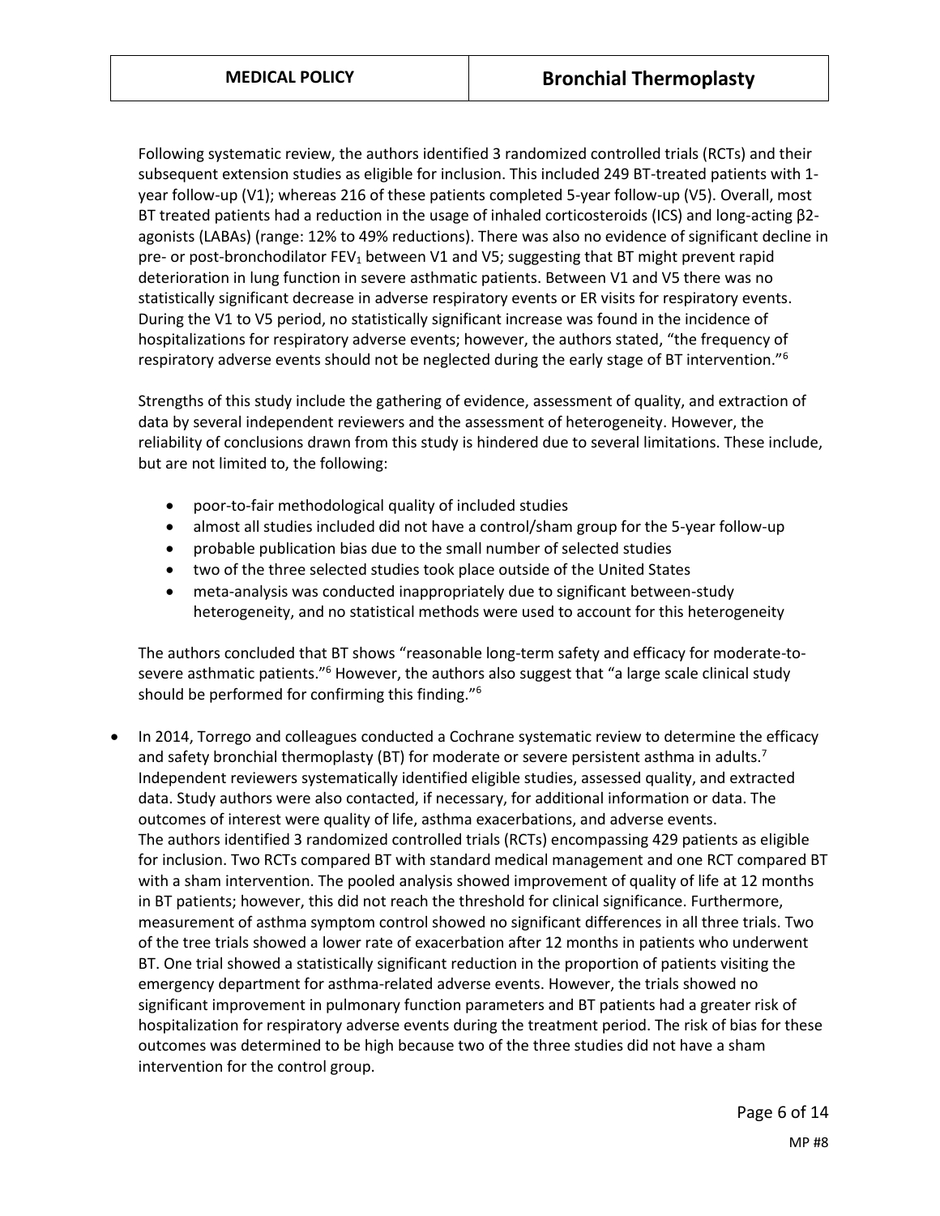Following systematic review, the authors identified 3 randomized controlled trials (RCTs) and their subsequent extension studies as eligible for inclusion. This included 249 BT-treated patients with 1-year follow-up (V1); whereas 216 of these patients completed 5-year follow-up (V5). Overall, most BT treated patients had a reduction in the usage of inhaled corticosteroids (ICS) and long-acting β2-agonists (LABAs) (range: 12% to 49% reductions). There was also no evidence of significant decline in pre- or post-bronchodilator $FEV_1$ between V1 and V5; suggesting that BT might prevent rapid deterioration in lung function in severe asthmatic patients. Between V1 and V5 there was no statistically significant decrease in adverse respiratory events or ER visits for respiratory events. During the V1 to V5 period, no statistically significant increase was found in the incidence of hospitalizations for respiratory adverse events; however, the authors stated, "the frequency of respiratory adverse events should not be neglected during the early stage of BT intervention."[6]

Strengths of this study include the gathering of evidence, assessment of quality, and extraction of data by several independent reviewers and the assessment of heterogeneity. However, the reliability of conclusions drawn from this study is hindered due to several limitations. These include, but are not limited to, the following:

- poor-to-fair methodological quality of included studies
- almost all studies included did not have a control/sham group for the 5-year follow-up
- probable publication bias due to the small number of selected studies
- two of the three selected studies took place outside of the United States
- meta-analysis was conducted inappropriately due to significant between-study heterogeneity, and no statistical methods were used to account for this heterogeneity

The authors concluded that BT shows "reasonable long-term safety and efficacy for moderate-to-severe asthmatic patients."[6] However, the authors also suggest that "a large scale clinical study should be performed for confirming this finding."[6]

- In 2014, Torrego and colleagues conducted a Cochrane systematic review to determine the efficacy and safety bronchial thermoplasty (BT) for moderate or severe persistent asthma in adults.[7] Independent reviewers systematically identified eligible studies, assessed quality, and extracted data. Study authors were also contacted, if necessary, for additional information or data. The outcomes of interest were quality of life, asthma exacerbations, and adverse events.
  The authors identified 3 randomized controlled trials (RCTs) encompassing 429 patients as eligible for inclusion. Two RCTs compared BT with standard medical management and one RCT compared BT with a sham intervention. The pooled analysis showed improvement of quality of life at 12 months in BT patients; however, this did not reach the threshold for clinical significance. Furthermore, measurement of asthma symptom control showed no significant differences in all three trials. Two of the tree trials showed a lower rate of exacerbation after 12 months in patients who underwent BT. One trial showed a statistically significant reduction in the proportion of patients visiting the emergency department for asthma-related adverse events. However, the trials showed no significant improvement in pulmonary function parameters and BT patients had a greater risk of hospitalization for respiratory adverse events during the treatment period. The risk of bias for these outcomes was determined to be high because two of the three studies did not have a sham intervention for the control group.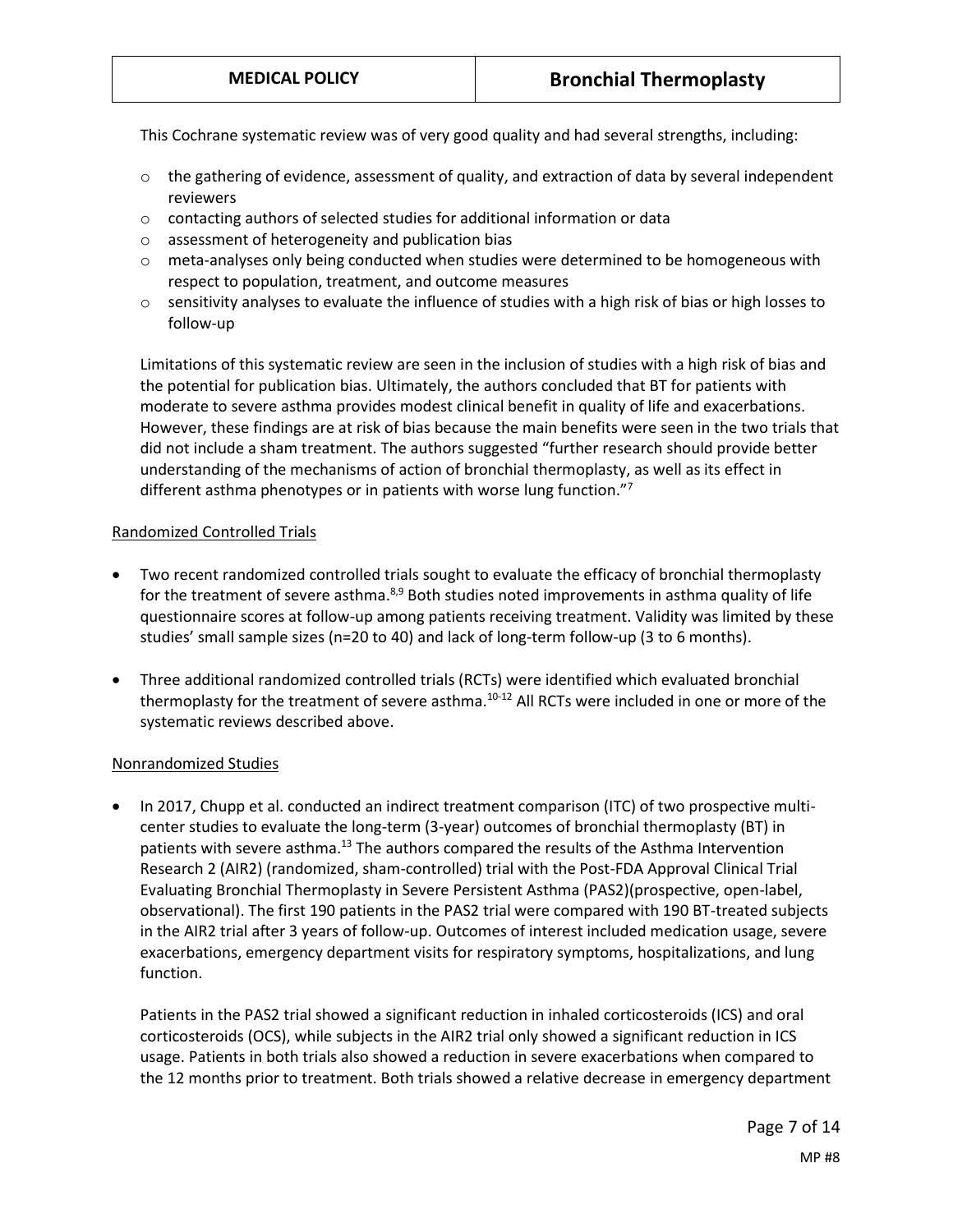This Cochrane systematic review was of very good quality and had several strengths, including:

- the gathering of evidence, assessment of quality, and extraction of data by several independent reviewers
- contacting authors of selected studies for additional information or data
- assessment of heterogeneity and publication bias
- meta-analyses only being conducted when studies were determined to be homogeneous with respect to population, treatment, and outcome measures
- sensitivity analyses to evaluate the influence of studies with a high risk of bias or high losses to follow-up

Limitations of this systematic review are seen in the inclusion of studies with a high risk of bias and the potential for publication bias. Ultimately, the authors concluded that BT for patients with moderate to severe asthma provides modest clinical benefit in quality of life and exacerbations. However, these findings are at risk of bias because the main benefits were seen in the two trials that did not include a sham treatment. The authors suggested "further research should provide better understanding of the mechanisms of action of bronchial thermoplasty, as well as its effect in different asthma phenotypes or in patients with worse lung function."[7]

Randomized Controlled Trials

- Two recent randomized controlled trials sought to evaluate the efficacy of bronchial thermoplasty for the treatment of severe asthma.[8,9] Both studies noted improvements in asthma quality of life questionnaire scores at follow-up among patients receiving treatment. Validity was limited by these studies' small sample sizes (n=20 to 40) and lack of long-term follow-up (3 to 6 months).

- Three additional randomized controlled trials (RCTs) were identified which evaluated bronchial thermoplasty for the treatment of severe asthma.[10-12] All RCTs were included in one or more of the systematic reviews described above.

Nonrandomized Studies

- In 2017, Chupp et al. conducted an indirect treatment comparison (ITC) of two prospective multi-center studies to evaluate the long-term (3-year) outcomes of bronchial thermoplasty (BT) in patients with severe asthma.[13] The authors compared the results of the Asthma Intervention Research 2 (AIR2) (randomized, sham-controlled) trial with the Post-FDA Approval Clinical Trial Evaluating Bronchial Thermoplasty in Severe Persistent Asthma (PAS2)(prospective, open-label, observational). The first 190 patients in the PAS2 trial were compared with 190 BT-treated subjects in the AIR2 trial after 3 years of follow-up. Outcomes of interest included medication usage, severe exacerbations, emergency department visits for respiratory symptoms, hospitalizations, and lung function.

  Patients in the PAS2 trial showed a significant reduction in inhaled corticosteroids (ICS) and oral corticosteroids (OCS), while subjects in the AIR2 trial only showed a significant reduction in ICS usage. Patients in both trials also showed a reduction in severe exacerbations when compared to the 12 months prior to treatment. Both trials showed a relative decrease in emergency department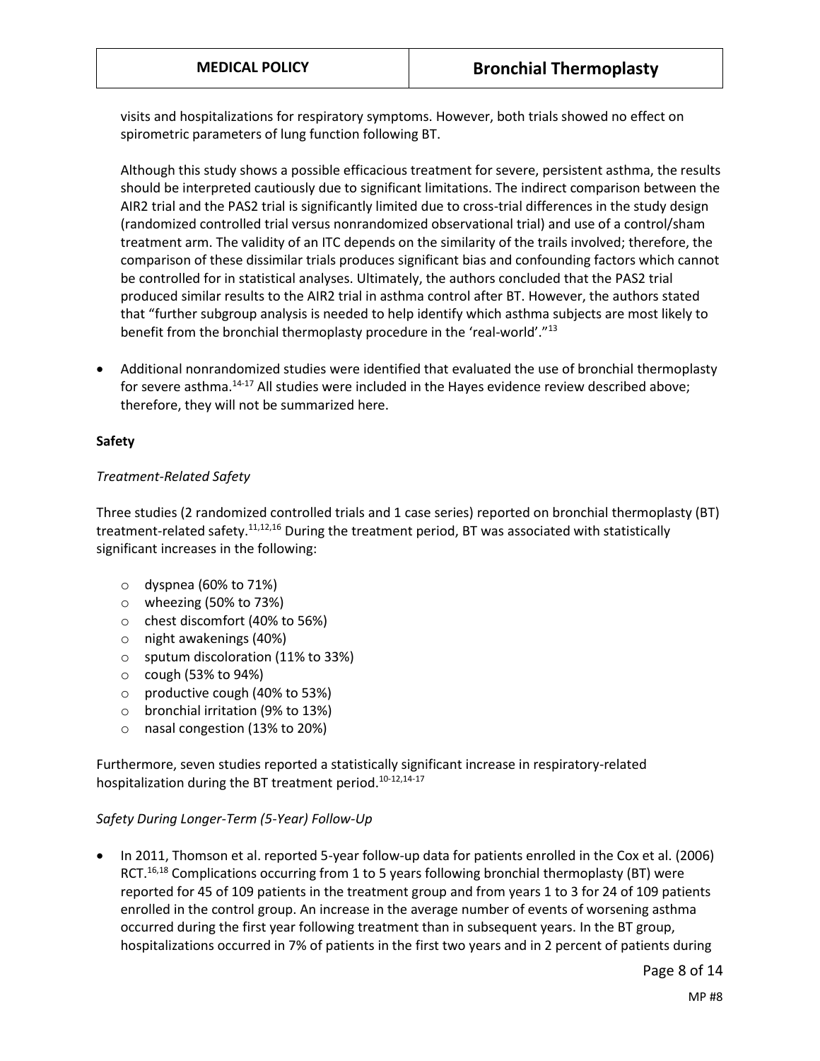visits and hospitalizations for respiratory symptoms. However, both trials showed no effect on spirometric parameters of lung function following BT.

Although this study shows a possible efficacious treatment for severe, persistent asthma, the results should be interpreted cautiously due to significant limitations. The indirect comparison between the AIR2 trial and the PAS2 trial is significantly limited due to cross-trial differences in the study design (randomized controlled trial versus nonrandomized observational trial) and use of a control/sham treatment arm. The validity of an ITC depends on the similarity of the trails involved; therefore, the comparison of these dissimilar trials produces significant bias and confounding factors which cannot be controlled for in statistical analyses. Ultimately, the authors concluded that the PAS2 trial produced similar results to the AIR2 trial in asthma control after BT. However, the authors stated that "further subgroup analysis is needed to help identify which asthma subjects are most likely to benefit from the bronchial thermoplasty procedure in the 'real-world'."[13]

- Additional nonrandomized studies were identified that evaluated the use of bronchial thermoplasty for severe asthma.[14-17] All studies were included in the Hayes evidence review described above; therefore, they will not be summarized here.

**Safety**

*Treatment-Related Safety*

Three studies (2 randomized controlled trials and 1 case series) reported on bronchial thermoplasty (BT) treatment-related safety.[11,12,16] During the treatment period, BT was associated with statistically significant increases in the following:

- dyspnea (60% to 71%)
- wheezing (50% to 73%)
- chest discomfort (40% to 56%)
- night awakenings (40%)
- sputum discoloration (11% to 33%)
- cough (53% to 94%)
- productive cough (40% to 53%)
- bronchial irritation (9% to 13%)
- nasal congestion (13% to 20%)

Furthermore, seven studies reported a statistically significant increase in respiratory-related hospitalization during the BT treatment period.[10-12,14-17]

*Safety During Longer-Term (5-Year) Follow-Up*

- In 2011, Thomson et al. reported 5-year follow-up data for patients enrolled in the Cox et al. (2006) RCT.[16,18] Complications occurring from 1 to 5 years following bronchial thermoplasty (BT) were reported for 45 of 109 patients in the treatment group and from years 1 to 3 for 24 of 109 patients enrolled in the control group. An increase in the average number of events of worsening asthma occurred during the first year following treatment than in subsequent years. In the BT group, hospitalizations occurred in 7% of patients in the first two years and in 2 percent of patients during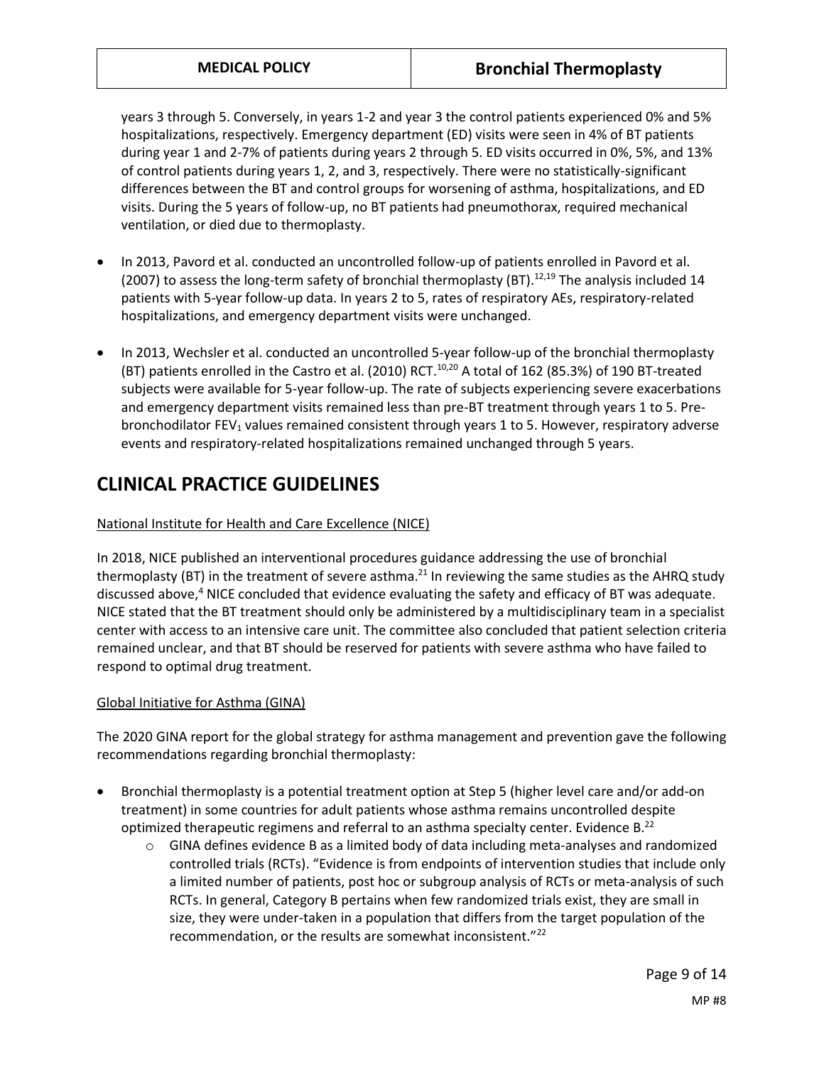years 3 through 5. Conversely, in years 1-2 and year 3 the control patients experienced 0% and 5% hospitalizations, respectively. Emergency department (ED) visits were seen in 4% of BT patients during year 1 and 2-7% of patients during years 2 through 5. ED visits occurred in 0%, 5%, and 13% of control patients during years 1, 2, and 3, respectively. There were no statistically-significant differences between the BT and control groups for worsening of asthma, hospitalizations, and ED visits. During the 5 years of follow-up, no BT patients had pneumothorax, required mechanical ventilation, or died due to thermoplasty.

- In 2013, Pavord et al. conducted an uncontrolled follow-up of patients enrolled in Pavord et al. (2007) to assess the long-term safety of bronchial thermoplasty (BT).[12,19] The analysis included 14 patients with 5-year follow-up data. In years 2 to 5, rates of respiratory AEs, respiratory-related hospitalizations, and emergency department visits were unchanged.

- In 2013, Wechsler et al. conducted an uncontrolled 5-year follow-up of the bronchial thermoplasty (BT) patients enrolled in the Castro et al. (2010) RCT.[10,20] A total of 162 (85.3%) of 190 BT-treated subjects were available for 5-year follow-up. The rate of subjects experiencing severe exacerbations and emergency department visits remained less than pre-BT treatment through years 1 to 5. Pre-bronchodilator $FEV_1$ values remained consistent through years 1 to 5. However, respiratory adverse events and respiratory-related hospitalizations remained unchanged through 5 years.

# CLINICAL PRACTICE GUIDELINES

National Institute for Health and Care Excellence (NICE)

In 2018, NICE published an interventional procedures guidance addressing the use of bronchial thermoplasty (BT) in the treatment of severe asthma.[21] In reviewing the same studies as the AHRQ study discussed above,[4] NICE concluded that evidence evaluating the safety and efficacy of BT was adequate. NICE stated that the BT treatment should only be administered by a multidisciplinary team in a specialist center with access to an intensive care unit. The committee also concluded that patient selection criteria remained unclear, and that BT should be reserved for patients with severe asthma who have failed to respond to optimal drug treatment.

Global Initiative for Asthma (GINA)

The 2020 GINA report for the global strategy for asthma management and prevention gave the following recommendations regarding bronchial thermoplasty:

- Bronchial thermoplasty is a potential treatment option at Step 5 (higher level care and/or add-on treatment) in some countries for adult patients whose asthma remains uncontrolled despite optimized therapeutic regimens and referral to an asthma specialty center. Evidence B.[22]
    - GINA defines evidence B as a limited body of data including meta-analyses and randomized controlled trials (RCTs). "Evidence is from endpoints of intervention studies that include only a limited number of patients, post hoc or subgroup analysis of RCTs or meta-analysis of such RCTs. In general, Category B pertains when few randomized trials exist, they are small in size, they were under-taken in a population that differs from the target population of the recommendation, or the results are somewhat inconsistent."[22]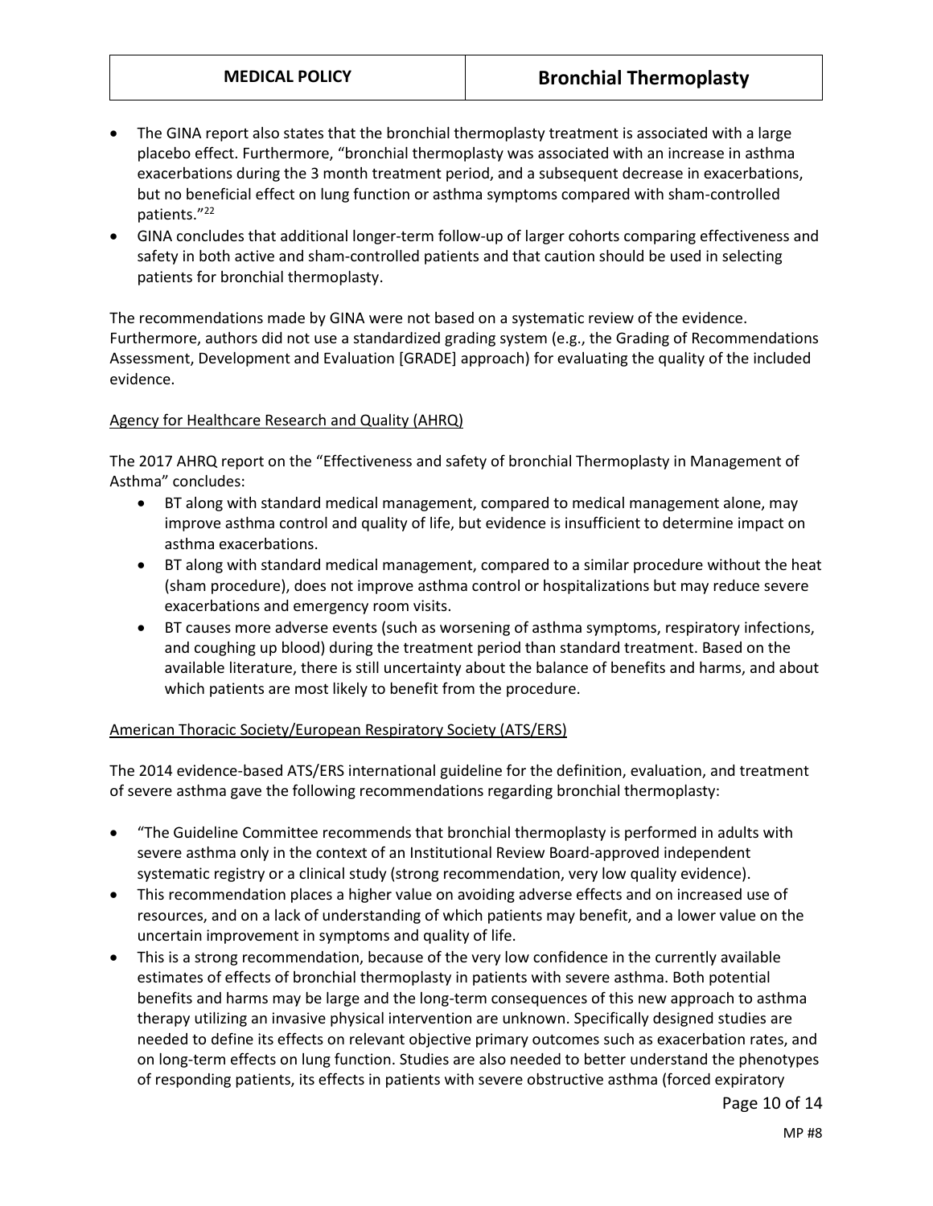- The GINA report also states that the bronchial thermoplasty treatment is associated with a large placebo effect. Furthermore, "bronchial thermoplasty was associated with an increase in asthma exacerbations during the 3 month treatment period, and a subsequent decrease in exacerbations, but no beneficial effect on lung function or asthma symptoms compared with sham-controlled patients."[22]
- GINA concludes that additional longer-term follow-up of larger cohorts comparing effectiveness and safety in both active and sham-controlled patients and that caution should be used in selecting patients for bronchial thermoplasty.

The recommendations made by GINA were not based on a systematic review of the evidence. Furthermore, authors did not use a standardized grading system (e.g., the Grading of Recommendations Assessment, Development and Evaluation [GRADE] approach) for evaluating the quality of the included evidence.

Agency for Healthcare Research and Quality (AHRQ)

The 2017 AHRQ report on the "Effectiveness and safety of bronchial Thermoplasty in Management of Asthma" concludes:

- BT along with standard medical management, compared to medical management alone, may improve asthma control and quality of life, but evidence is insufficient to determine impact on asthma exacerbations.
- BT along with standard medical management, compared to a similar procedure without the heat (sham procedure), does not improve asthma control or hospitalizations but may reduce severe exacerbations and emergency room visits.
- BT causes more adverse events (such as worsening of asthma symptoms, respiratory infections, and coughing up blood) during the treatment period than standard treatment. Based on the available literature, there is still uncertainty about the balance of benefits and harms, and about which patients are most likely to benefit from the procedure.

American Thoracic Society/European Respiratory Society (ATS/ERS)

The 2014 evidence-based ATS/ERS international guideline for the definition, evaluation, and treatment of severe asthma gave the following recommendations regarding bronchial thermoplasty:

- "The Guideline Committee recommends that bronchial thermoplasty is performed in adults with severe asthma only in the context of an Institutional Review Board-approved independent systematic registry or a clinical study (strong recommendation, very low quality evidence).
- This recommendation places a higher value on avoiding adverse effects and on increased use of resources, and on a lack of understanding of which patients may benefit, and a lower value on the uncertain improvement in symptoms and quality of life.
- This is a strong recommendation, because of the very low confidence in the currently available estimates of effects of bronchial thermoplasty in patients with severe asthma. Both potential benefits and harms may be large and the long-term consequences of this new approach to asthma therapy utilizing an invasive physical intervention are unknown. Specifically designed studies are needed to define its effects on relevant objective primary outcomes such as exacerbation rates, and on long-term effects on lung function. Studies are also needed to better understand the phenotypes of responding patients, its effects in patients with severe obstructive asthma (forced expiratory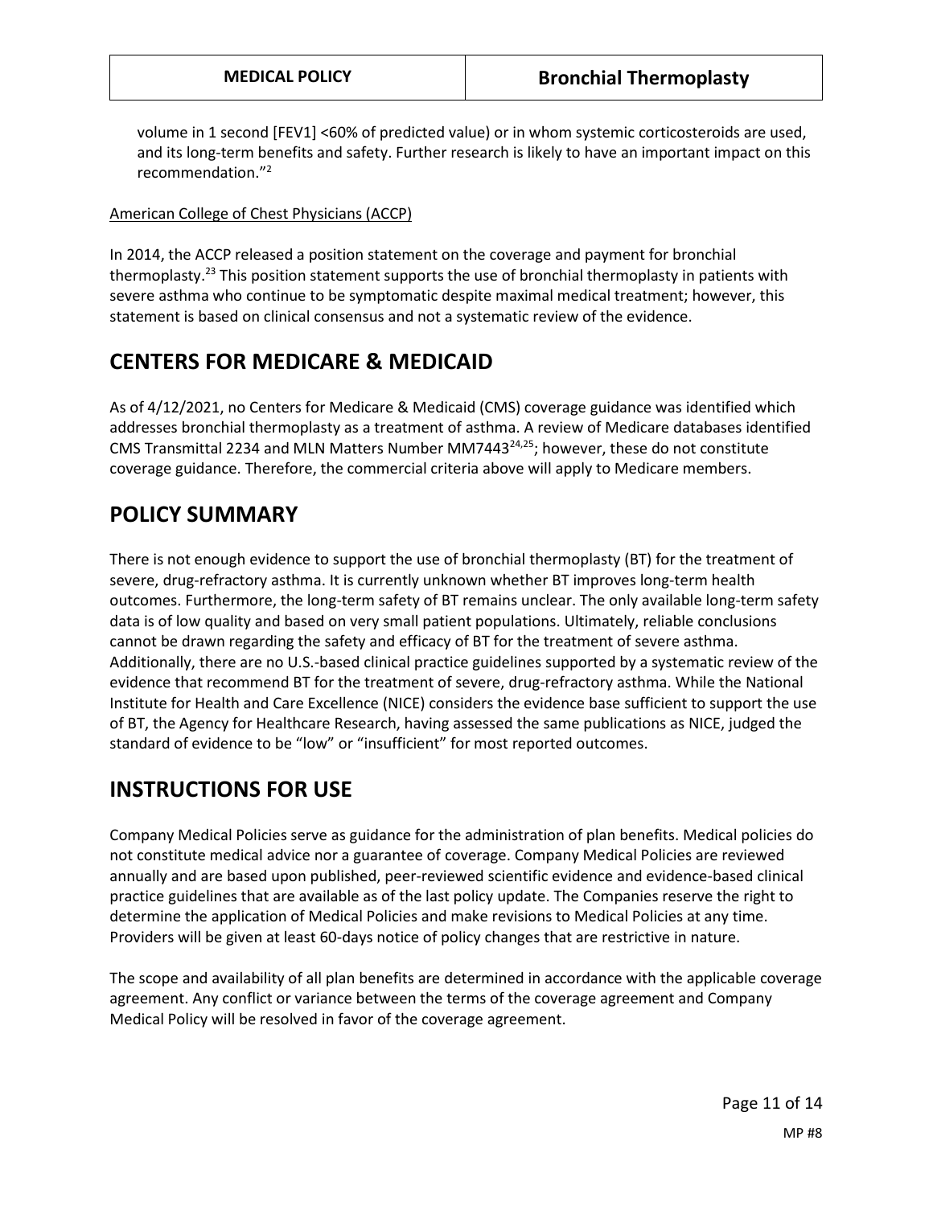volume in 1 second [FEV1] <60% of predicted value) or in whom systemic corticosteroids are used, and its long-term benefits and safety. Further research is likely to have an important impact on this recommendation."[2]

American College of Chest Physicians (ACCP)

In 2014, the ACCP released a position statement on the coverage and payment for bronchial thermoplasty.[23] This position statement supports the use of bronchial thermoplasty in patients with severe asthma who continue to be symptomatic despite maximal medical treatment; however, this statement is based on clinical consensus and not a systematic review of the evidence.

## CENTERS FOR MEDICARE & MEDICAID

As of 4/12/2021, no Centers for Medicare & Medicaid (CMS) coverage guidance was identified which addresses bronchial thermoplasty as a treatment of asthma. A review of Medicare databases identified CMS Transmittal 2234 and MLN Matters Number MM7443[24,25]; however, these do not constitute coverage guidance. Therefore, the commercial criteria above will apply to Medicare members.

## POLICY SUMMARY

There is not enough evidence to support the use of bronchial thermoplasty (BT) for the treatment of severe, drug-refractory asthma. It is currently unknown whether BT improves long-term health outcomes. Furthermore, the long-term safety of BT remains unclear. The only available long-term safety data is of low quality and based on very small patient populations. Ultimately, reliable conclusions cannot be drawn regarding the safety and efficacy of BT for the treatment of severe asthma. Additionally, there are no U.S.-based clinical practice guidelines supported by a systematic review of the evidence that recommend BT for the treatment of severe, drug-refractory asthma. While the National Institute for Health and Care Excellence (NICE) considers the evidence base sufficient to support the use of BT, the Agency for Healthcare Research, having assessed the same publications as NICE, judged the standard of evidence to be "low" or "insufficient" for most reported outcomes.

## INSTRUCTIONS FOR USE

Company Medical Policies serve as guidance for the administration of plan benefits. Medical policies do not constitute medical advice nor a guarantee of coverage. Company Medical Policies are reviewed annually and are based upon published, peer-reviewed scientific evidence and evidence-based clinical practice guidelines that are available as of the last policy update. The Companies reserve the right to determine the application of Medical Policies and make revisions to Medical Policies at any time. Providers will be given at least 60-days notice of policy changes that are restrictive in nature.

The scope and availability of all plan benefits are determined in accordance with the applicable coverage agreement. Any conflict or variance between the terms of the coverage agreement and Company Medical Policy will be resolved in favor of the coverage agreement.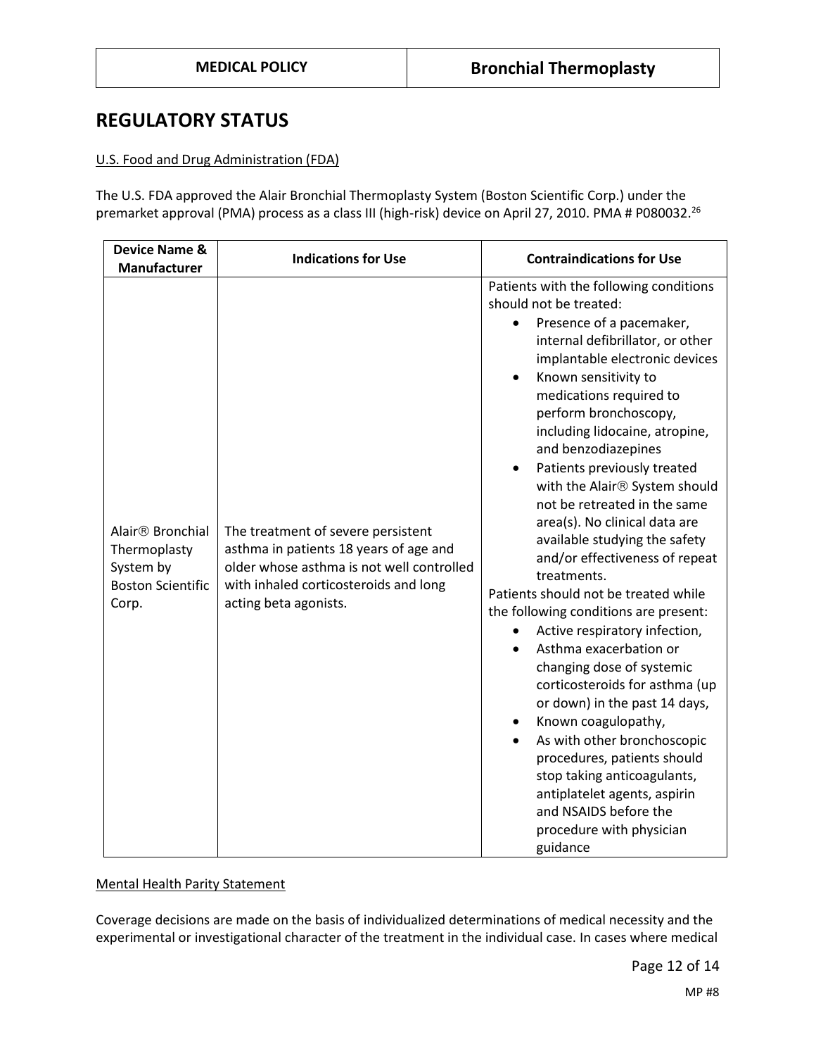## REGULATORY STATUS

U.S. Food and Drug Administration (FDA)

The U.S. FDA approved the Alair Bronchial Thermoplasty System (Boston Scientific Corp.) under the premarket approval (PMA) process as a class III (high-risk) device on April 27, 2010. PMA # P080032.[26]

| Device Name & Manufacturer | Indications for Use | Contraindications for Use |
|---|---|---|
| Alair® Bronchial Thermoplasty System by Boston Scientific Corp. | The treatment of severe persistent asthma in patients 18 years of age and older whose asthma is not well controlled with inhaled corticosteroids and long acting beta agonists. | Patients with the following conditions should not be treated: <br>• Presence of a pacemaker, internal defibrillator, or other implantable electronic devices <br>• Known sensitivity to medications required to perform bronchoscopy, including lidocaine, atropine, and benzodiazepines <br>• Patients previously treated with the Alair® System should not be retreated in the same area(s). No clinical data are available studying the safety and/or effectiveness of repeat treatments. <br>Patients should not be treated while the following conditions are present: <br>• Active respiratory infection, <br>• Asthma exacerbation or changing dose of systemic corticosteroids for asthma (up or down) in the past 14 days, <br>• Known coagulopathy, <br>• As with other bronchoscopic procedures, patients should stop taking anticoagulants, antiplatelet agents, aspirin and NSAIDS before the procedure with physician guidance |

Mental Health Parity Statement

Coverage decisions are made on the basis of individualized determinations of medical necessity and the experimental or investigational character of the treatment in the individual case. In cases where medical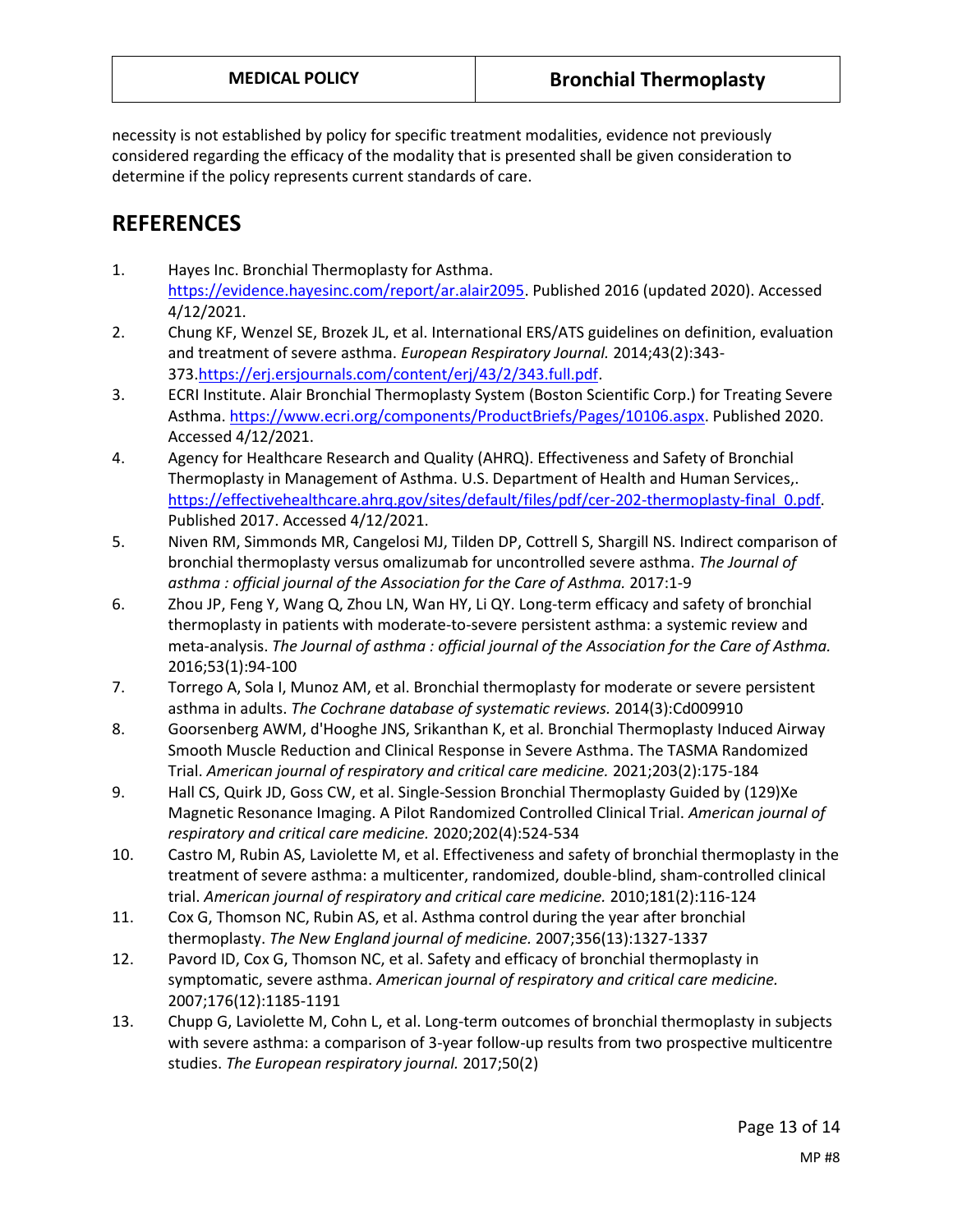necessity is not established by policy for specific treatment modalities, evidence not previously considered regarding the efficacy of the modality that is presented shall be given consideration to determine if the policy represents current standards of care.

## REFERENCES

1. Hayes Inc. Bronchial Thermoplasty for Asthma. https://evidence.hayesinc.com/report/ar.alair2095. Published 2016 (updated 2020). Accessed 4/12/2021.
2. Chung KF, Wenzel SE, Brozek JL, et al. International ERS/ATS guidelines on definition, evaluation and treatment of severe asthma. *European Respiratory Journal.* 2014;43(2):343-373.https://erj.ersjournals.com/content/erj/43/2/343.full.pdf.
3. ECRI Institute. Alair Bronchial Thermoplasty System (Boston Scientific Corp.) for Treating Severe Asthma. https://www.ecri.org/components/ProductBriefs/Pages/10106.aspx. Published 2020. Accessed 4/12/2021.
4. Agency for Healthcare Research and Quality (AHRQ). Effectiveness and Safety of Bronchial Thermoplasty in Management of Asthma. U.S. Department of Health and Human Services,. https://effectivehealthcare.ahrq.gov/sites/default/files/pdf/cer-202-thermoplasty-final_0.pdf. Published 2017. Accessed 4/12/2021.
5. Niven RM, Simmonds MR, Cangelosi MJ, Tilden DP, Cottrell S, Shargill NS. Indirect comparison of bronchial thermoplasty versus omalizumab for uncontrolled severe asthma. *The Journal of asthma : official journal of the Association for the Care of Asthma.* 2017:1-9
6. Zhou JP, Feng Y, Wang Q, Zhou LN, Wan HY, Li QY. Long-term efficacy and safety of bronchial thermoplasty in patients with moderate-to-severe persistent asthma: a systemic review and meta-analysis. *The Journal of asthma : official journal of the Association for the Care of Asthma.* 2016;53(1):94-100
7. Torrego A, Sola I, Munoz AM, et al. Bronchial thermoplasty for moderate or severe persistent asthma in adults. *The Cochrane database of systematic reviews.* 2014(3):Cd009910
8. Goorsenberg AWM, d'Hooghe JNS, Srikanthan K, et al. Bronchial Thermoplasty Induced Airway Smooth Muscle Reduction and Clinical Response in Severe Asthma. The TASMA Randomized Trial. *American journal of respiratory and critical care medicine.* 2021;203(2):175-184
9. Hall CS, Quirk JD, Goss CW, et al. Single-Session Bronchial Thermoplasty Guided by (129)Xe Magnetic Resonance Imaging. A Pilot Randomized Controlled Clinical Trial. *American journal of respiratory and critical care medicine.* 2020;202(4):524-534
10. Castro M, Rubin AS, Laviolette M, et al. Effectiveness and safety of bronchial thermoplasty in the treatment of severe asthma: a multicenter, randomized, double-blind, sham-controlled clinical trial. *American journal of respiratory and critical care medicine.* 2010;181(2):116-124
11. Cox G, Thomson NC, Rubin AS, et al. Asthma control during the year after bronchial thermoplasty. *The New England journal of medicine.* 2007;356(13):1327-1337
12. Pavord ID, Cox G, Thomson NC, et al. Safety and efficacy of bronchial thermoplasty in symptomatic, severe asthma. *American journal of respiratory and critical care medicine.* 2007;176(12):1185-1191
13. Chupp G, Laviolette M, Cohn L, et al. Long-term outcomes of bronchial thermoplasty in subjects with severe asthma: a comparison of 3-year follow-up results from two prospective multicentre studies. *The European respiratory journal.* 2017;50(2)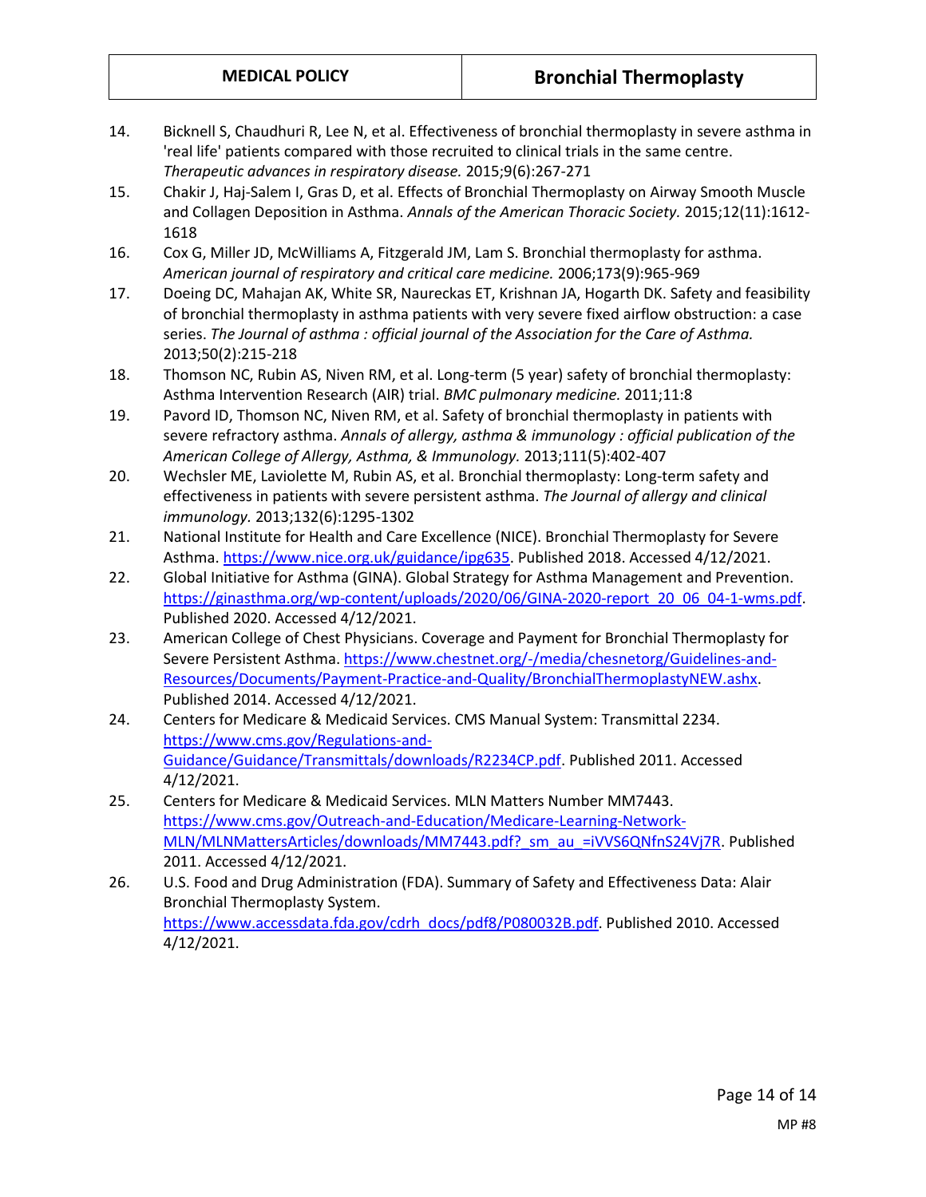14. Bicknell S, Chaudhuri R, Lee N, et al. Effectiveness of bronchial thermoplasty in severe asthma in 'real life' patients compared with those recruited to clinical trials in the same centre. *Therapeutic advances in respiratory disease.* 2015;9(6):267-271
15. Chakir J, Haj-Salem I, Gras D, et al. Effects of Bronchial Thermoplasty on Airway Smooth Muscle and Collagen Deposition in Asthma. *Annals of the American Thoracic Society.* 2015;12(11):1612-1618
16. Cox G, Miller JD, McWilliams A, Fitzgerald JM, Lam S. Bronchial thermoplasty for asthma. *American journal of respiratory and critical care medicine.* 2006;173(9):965-969
17. Doeing DC, Mahajan AK, White SR, Naureckas ET, Krishnan JA, Hogarth DK. Safety and feasibility of bronchial thermoplasty in asthma patients with very severe fixed airflow obstruction: a case series. *The Journal of asthma : official journal of the Association for the Care of Asthma.* 2013;50(2):215-218
18. Thomson NC, Rubin AS, Niven RM, et al. Long-term (5 year) safety of bronchial thermoplasty: Asthma Intervention Research (AIR) trial. *BMC pulmonary medicine.* 2011;11:8
19. Pavord ID, Thomson NC, Niven RM, et al. Safety of bronchial thermoplasty in patients with severe refractory asthma. *Annals of allergy, asthma & immunology : official publication of the American College of Allergy, Asthma, & Immunology.* 2013;111(5):402-407
20. Wechsler ME, Laviolette M, Rubin AS, et al. Bronchial thermoplasty: Long-term safety and effectiveness in patients with severe persistent asthma. *The Journal of allergy and clinical immunology.* 2013;132(6):1295-1302
21. National Institute for Health and Care Excellence (NICE). Bronchial Thermoplasty for Severe Asthma. https://www.nice.org.uk/guidance/ipg635. Published 2018. Accessed 4/12/2021.
22. Global Initiative for Asthma (GINA). Global Strategy for Asthma Management and Prevention. https://ginasthma.org/wp-content/uploads/2020/06/GINA-2020-report_20_06_04-1-wms.pdf. Published 2020. Accessed 4/12/2021.
23. American College of Chest Physicians. Coverage and Payment for Bronchial Thermoplasty for Severe Persistent Asthma. https://www.chestnet.org/-/media/chesnetorg/Guidelines-and-Resources/Documents/Payment-Practice-and-Quality/BronchialThermoplastyNEW.ashx. Published 2014. Accessed 4/12/2021.
24. Centers for Medicare & Medicaid Services. CMS Manual System: Transmittal 2234. https://www.cms.gov/Regulations-and-Guidance/Guidance/Transmittals/downloads/R2234CP.pdf. Published 2011. Accessed 4/12/2021.
25. Centers for Medicare & Medicaid Services. MLN Matters Number MM7443. https://www.cms.gov/Outreach-and-Education/Medicare-Learning-Network-MLN/MLNMattersArticles/downloads/MM7443.pdf?_sm_au_=iVVS6QNfnS24Vj7R. Published 2011. Accessed 4/12/2021.
26. U.S. Food and Drug Administration (FDA). Summary of Safety and Effectiveness Data: Alair Bronchial Thermoplasty System. https://www.accessdata.fda.gov/cdrh_docs/pdf8/P080032B.pdf. Published 2010. Accessed 4/12/2021.